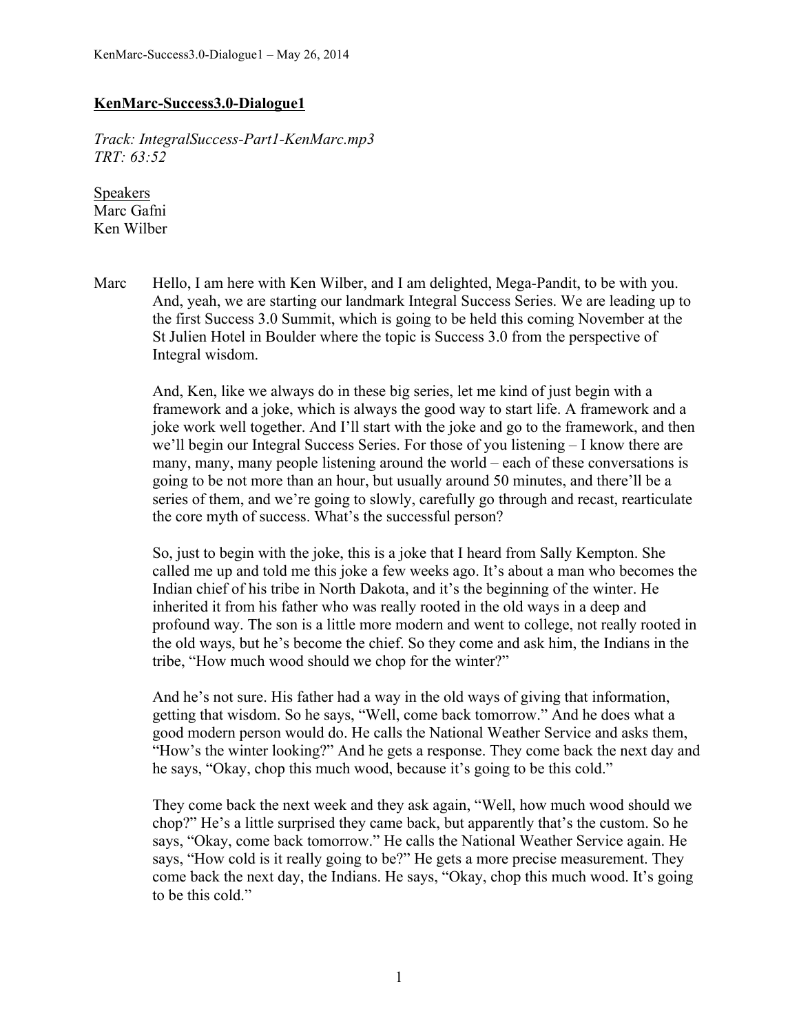## **KenMarc-Success3.0-Dialogue1**

*Track: IntegralSuccess-Part1-KenMarc.mp3*
*TRT: 63:52*

Speakers
Marc Gafni
Ken Wilber

**Marc** Hello, I am here with Ken Wilber, and I am delighted, Mega-Pandit, to be with you. And, yeah, we are starting our landmark Integral Success Series. We are leading up to the first Success 3.0 Summit, which is going to be held this coming November at the St Julien Hotel in Boulder where the topic is Success 3.0 from the perspective of Integral wisdom.

And, Ken, like we always do in these big series, let me kind of just begin with a framework and a joke, which is always the good way to start life. A framework and a joke work well together. And I'll start with the joke and go to the framework, and then we'll begin our Integral Success Series. For those of you listening – I know there are many, many, many people listening around the world – each of these conversations is going to be not more than an hour, but usually around 50 minutes, and there'll be a series of them, and we're going to slowly, carefully go through and recast, rearticulate the core myth of success. What's the successful person?

So, just to begin with the joke, this is a joke that I heard from Sally Kempton. She called me up and told me this joke a few weeks ago. It's about a man who becomes the Indian chief of his tribe in North Dakota, and it's the beginning of the winter. He inherited it from his father who was really rooted in the old ways in a deep and profound way. The son is a little more modern and went to college, not really rooted in the old ways, but he's become the chief. So they come and ask him, the Indians in the tribe, "How much wood should we chop for the winter?"

And he's not sure. His father had a way in the old ways of giving that information, getting that wisdom. So he says, "Well, come back tomorrow." And he does what a good modern person would do. He calls the National Weather Service and asks them, "How's the winter looking?" And he gets a response. They come back the next day and he says, "Okay, chop this much wood, because it's going to be this cold."

They come back the next week and they ask again, "Well, how much wood should we chop?" He's a little surprised they came back, but apparently that's the custom. So he says, "Okay, come back tomorrow." He calls the National Weather Service again. He says, "How cold is it really going to be?" He gets a more precise measurement. They come back the next day, the Indians. He says, "Okay, chop this much wood. It's going to be this cold."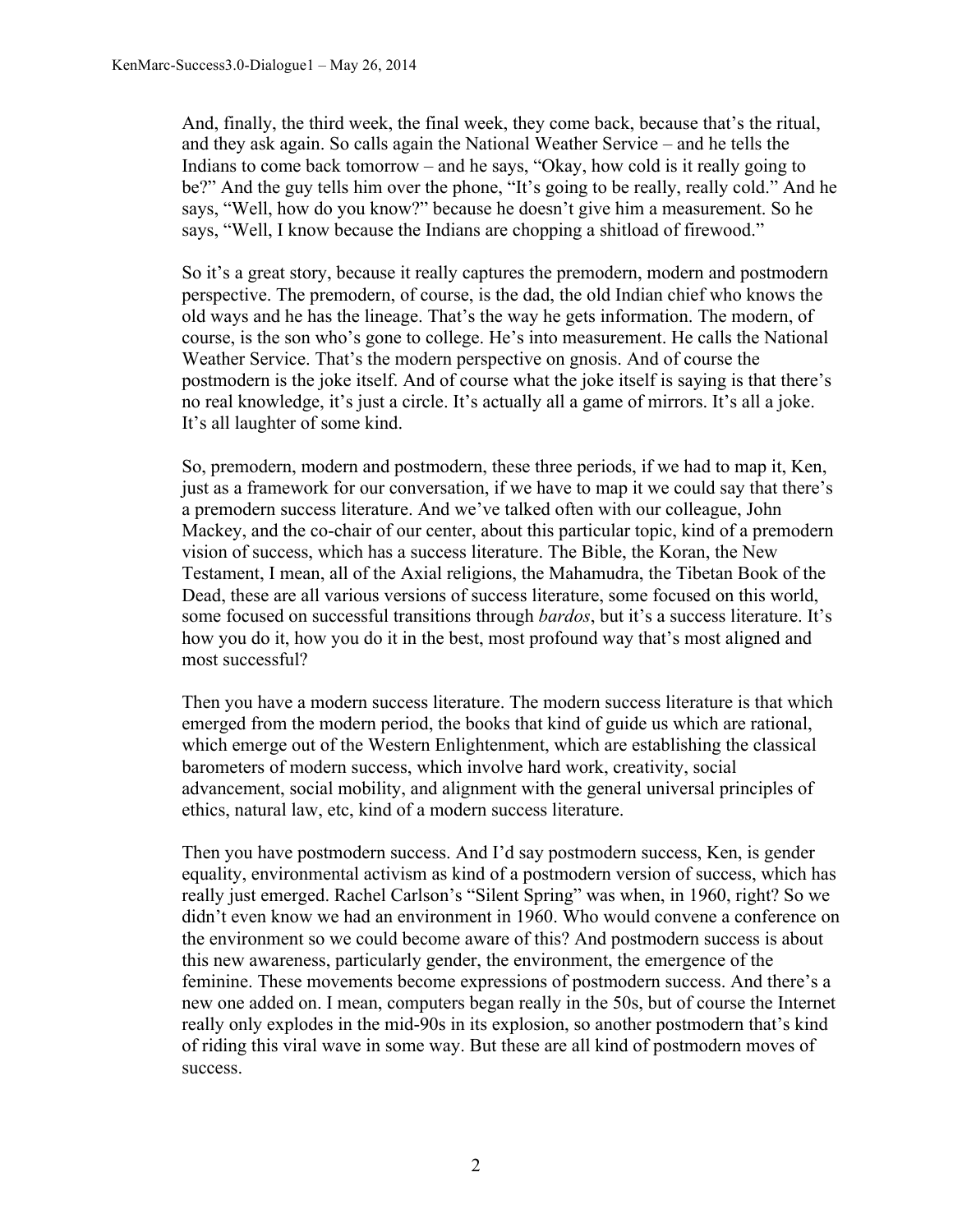And, finally, the third week, the final week, they come back, because that's the ritual, and they ask again. So calls again the National Weather Service – and he tells the Indians to come back tomorrow – and he says, "Okay, how cold is it really going to be?" And the guy tells him over the phone, "It's going to be really, really cold." And he says, "Well, how do you know?" because he doesn't give him a measurement. So he says, "Well, I know because the Indians are chopping a shitload of firewood."

So it's a great story, because it really captures the premodern, modern and postmodern perspective. The premodern, of course, is the dad, the old Indian chief who knows the old ways and he has the lineage. That's the way he gets information. The modern, of course, is the son who's gone to college. He's into measurement. He calls the National Weather Service. That's the modern perspective on gnosis. And of course the postmodern is the joke itself. And of course what the joke itself is saying is that there's no real knowledge, it's just a circle. It's actually all a game of mirrors. It's all a joke. It's all laughter of some kind.

So, premodern, modern and postmodern, these three periods, if we had to map it, Ken, just as a framework for our conversation, if we have to map it we could say that there's a premodern success literature. And we've talked often with our colleague, John Mackey, and the co-chair of our center, about this particular topic, kind of a premodern vision of success, which has a success literature. The Bible, the Koran, the New Testament, I mean, all of the Axial religions, the Mahamudra, the Tibetan Book of the Dead, these are all various versions of success literature, some focused on this world, some focused on successful transitions through *bardos*, but it's a success literature. It's how you do it, how you do it in the best, most profound way that's most aligned and most successful?

Then you have a modern success literature. The modern success literature is that which emerged from the modern period, the books that kind of guide us which are rational, which emerge out of the Western Enlightenment, which are establishing the classical barometers of modern success, which involve hard work, creativity, social advancement, social mobility, and alignment with the general universal principles of ethics, natural law, etc, kind of a modern success literature.

Then you have postmodern success. And I'd say postmodern success, Ken, is gender equality, environmental activism as kind of a postmodern version of success, which has really just emerged. Rachel Carlson's "Silent Spring" was when, in 1960, right? So we didn't even know we had an environment in 1960. Who would convene a conference on the environment so we could become aware of this? And postmodern success is about this new awareness, particularly gender, the environment, the emergence of the feminine. These movements become expressions of postmodern success. And there's a new one added on. I mean, computers began really in the 50s, but of course the Internet really only explodes in the mid-90s in its explosion, so another postmodern that's kind of riding this viral wave in some way. But these are all kind of postmodern moves of success.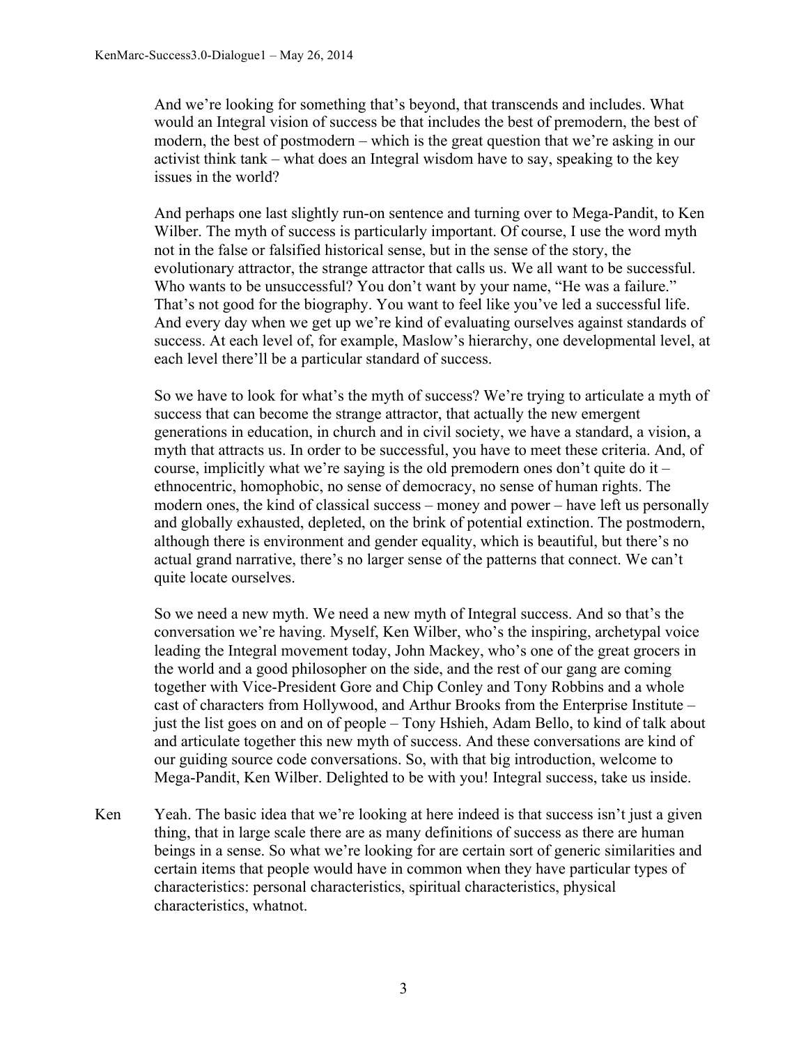And we're looking for something that's beyond, that transcends and includes. What would an Integral vision of success be that includes the best of premodern, the best of modern, the best of postmodern – which is the great question that we're asking in our activist think tank – what does an Integral wisdom have to say, speaking to the key issues in the world?

And perhaps one last slightly run-on sentence and turning over to Mega-Pandit, to Ken Wilber. The myth of success is particularly important. Of course, I use the word myth not in the false or falsified historical sense, but in the sense of the story, the evolutionary attractor, the strange attractor that calls us. We all want to be successful. Who wants to be unsuccessful? You don't want by your name, "He was a failure." That's not good for the biography. You want to feel like you've led a successful life. And every day when we get up we're kind of evaluating ourselves against standards of success. At each level of, for example, Maslow's hierarchy, one developmental level, at each level there'll be a particular standard of success.

So we have to look for what's the myth of success? We're trying to articulate a myth of success that can become the strange attractor, that actually the new emergent generations in education, in church and in civil society, we have a standard, a vision, a myth that attracts us. In order to be successful, you have to meet these criteria. And, of course, implicitly what we're saying is the old premodern ones don't quite do it – ethnocentric, homophobic, no sense of democracy, no sense of human rights. The modern ones, the kind of classical success – money and power – have left us personally and globally exhausted, depleted, on the brink of potential extinction. The postmodern, although there is environment and gender equality, which is beautiful, but there's no actual grand narrative, there's no larger sense of the patterns that connect. We can't quite locate ourselves.

So we need a new myth. We need a new myth of Integral success. And so that's the conversation we're having. Myself, Ken Wilber, who's the inspiring, archetypal voice leading the Integral movement today, John Mackey, who's one of the great grocers in the world and a good philosopher on the side, and the rest of our gang are coming together with Vice-President Gore and Chip Conley and Tony Robbins and a whole cast of characters from Hollywood, and Arthur Brooks from the Enterprise Institute – just the list goes on and on of people – Tony Hshieh, Adam Bello, to kind of talk about and articulate together this new myth of success. And these conversations are kind of our guiding source code conversations. So, with that big introduction, welcome to Mega-Pandit, Ken Wilber. Delighted to be with you! Integral success, take us inside.

**Ken** Yeah. The basic idea that we're looking at here indeed is that success isn't just a given thing, that in large scale there are as many definitions of success as there are human beings in a sense. So what we're looking for are certain sort of generic similarities and certain items that people would have in common when they have particular types of characteristics: personal characteristics, spiritual characteristics, physical characteristics, whatnot.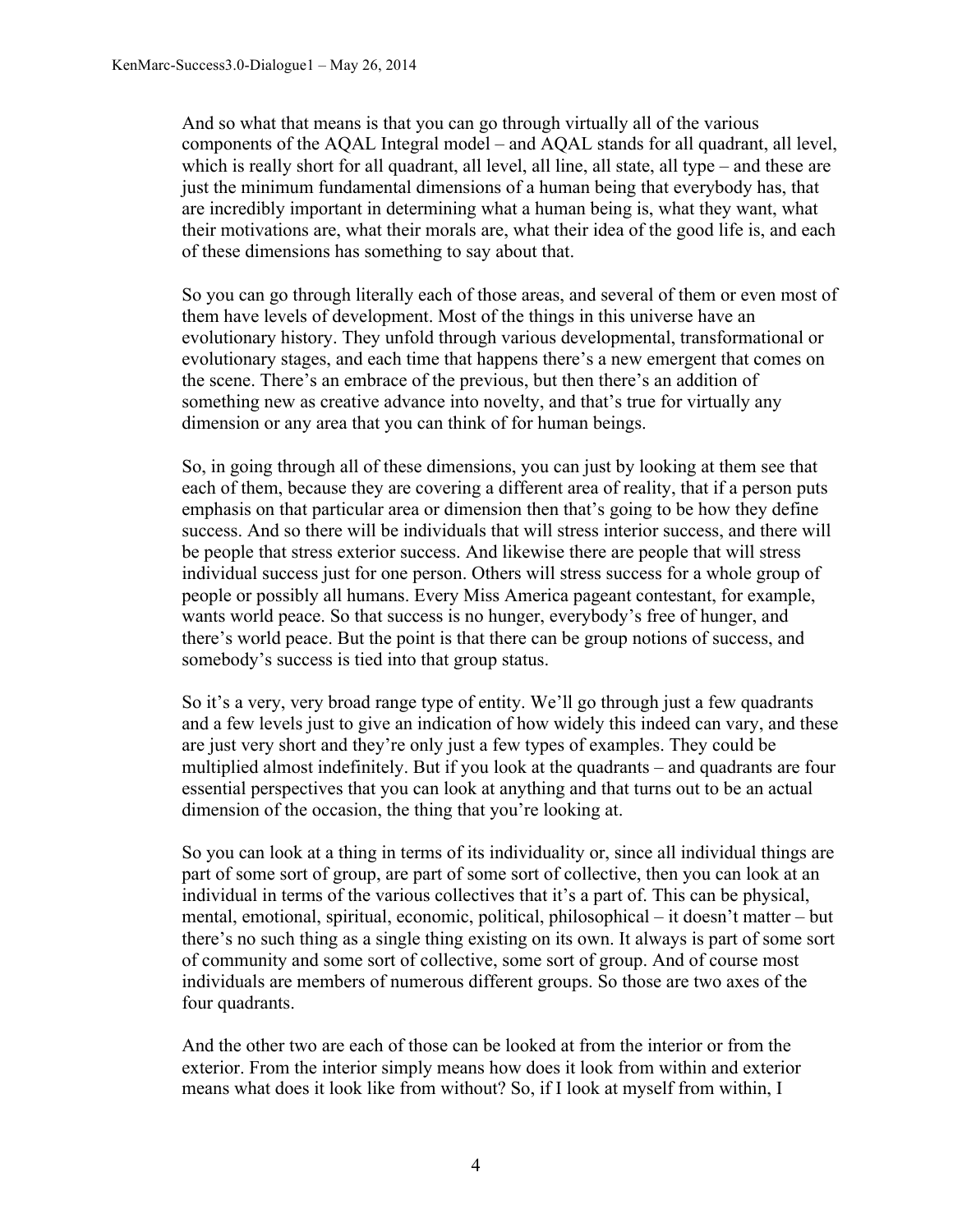And so what that means is that you can go through virtually all of the various components of the AQAL Integral model – and AQAL stands for all quadrant, all level, which is really short for all quadrant, all level, all line, all state, all type – and these are just the minimum fundamental dimensions of a human being that everybody has, that are incredibly important in determining what a human being is, what they want, what their motivations are, what their morals are, what their idea of the good life is, and each of these dimensions has something to say about that.

So you can go through literally each of those areas, and several of them or even most of them have levels of development. Most of the things in this universe have an evolutionary history. They unfold through various developmental, transformational or evolutionary stages, and each time that happens there's a new emergent that comes on the scene. There's an embrace of the previous, but then there's an addition of something new as creative advance into novelty, and that's true for virtually any dimension or any area that you can think of for human beings.

So, in going through all of these dimensions, you can just by looking at them see that each of them, because they are covering a different area of reality, that if a person puts emphasis on that particular area or dimension then that's going to be how they define success. And so there will be individuals that will stress interior success, and there will be people that stress exterior success. And likewise there are people that will stress individual success just for one person. Others will stress success for a whole group of people or possibly all humans. Every Miss America pageant contestant, for example, wants world peace. So that success is no hunger, everybody's free of hunger, and there's world peace. But the point is that there can be group notions of success, and somebody's success is tied into that group status.

So it's a very, very broad range type of entity. We'll go through just a few quadrants and a few levels just to give an indication of how widely this indeed can vary, and these are just very short and they're only just a few types of examples. They could be multiplied almost indefinitely. But if you look at the quadrants – and quadrants are four essential perspectives that you can look at anything and that turns out to be an actual dimension of the occasion, the thing that you're looking at.

So you can look at a thing in terms of its individuality or, since all individual things are part of some sort of group, are part of some sort of collective, then you can look at an individual in terms of the various collectives that it's a part of. This can be physical, mental, emotional, spiritual, economic, political, philosophical – it doesn't matter – but there's no such thing as a single thing existing on its own. It always is part of some sort of community and some sort of collective, some sort of group. And of course most individuals are members of numerous different groups. So those are two axes of the four quadrants.

And the other two are each of those can be looked at from the interior or from the exterior. From the interior simply means how does it look from within and exterior means what does it look like from without? So, if I look at myself from within, I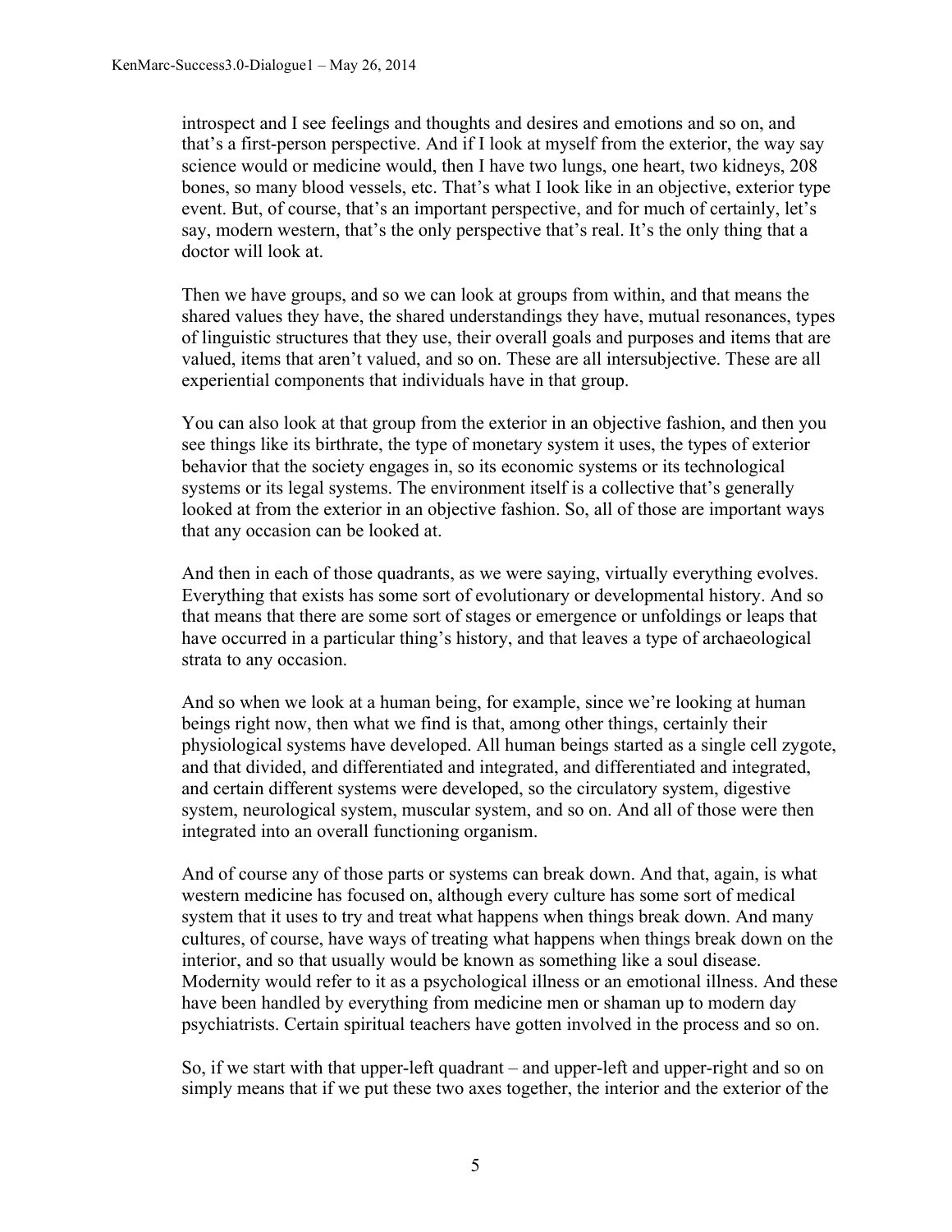introspect and I see feelings and thoughts and desires and emotions and so on, and that's a first-person perspective. And if I look at myself from the exterior, the way say science would or medicine would, then I have two lungs, one heart, two kidneys, 208 bones, so many blood vessels, etc. That's what I look like in an objective, exterior type event. But, of course, that's an important perspective, and for much of certainly, let's say, modern western, that's the only perspective that's real. It's the only thing that a doctor will look at.

Then we have groups, and so we can look at groups from within, and that means the shared values they have, the shared understandings they have, mutual resonances, types of linguistic structures that they use, their overall goals and purposes and items that are valued, items that aren't valued, and so on. These are all intersubjective. These are all experiential components that individuals have in that group.

You can also look at that group from the exterior in an objective fashion, and then you see things like its birthrate, the type of monetary system it uses, the types of exterior behavior that the society engages in, so its economic systems or its technological systems or its legal systems. The environment itself is a collective that's generally looked at from the exterior in an objective fashion. So, all of those are important ways that any occasion can be looked at.

And then in each of those quadrants, as we were saying, virtually everything evolves. Everything that exists has some sort of evolutionary or developmental history. And so that means that there are some sort of stages or emergence or unfoldings or leaps that have occurred in a particular thing's history, and that leaves a type of archaeological strata to any occasion.

And so when we look at a human being, for example, since we're looking at human beings right now, then what we find is that, among other things, certainly their physiological systems have developed. All human beings started as a single cell zygote, and that divided, and differentiated and integrated, and differentiated and integrated, and certain different systems were developed, so the circulatory system, digestive system, neurological system, muscular system, and so on. And all of those were then integrated into an overall functioning organism.

And of course any of those parts or systems can break down. And that, again, is what western medicine has focused on, although every culture has some sort of medical system that it uses to try and treat what happens when things break down. And many cultures, of course, have ways of treating what happens when things break down on the interior, and so that usually would be known as something like a soul disease. Modernity would refer to it as a psychological illness or an emotional illness. And these have been handled by everything from medicine men or shaman up to modern day psychiatrists. Certain spiritual teachers have gotten involved in the process and so on.

So, if we start with that upper-left quadrant – and upper-left and upper-right and so on simply means that if we put these two axes together, the interior and the exterior of the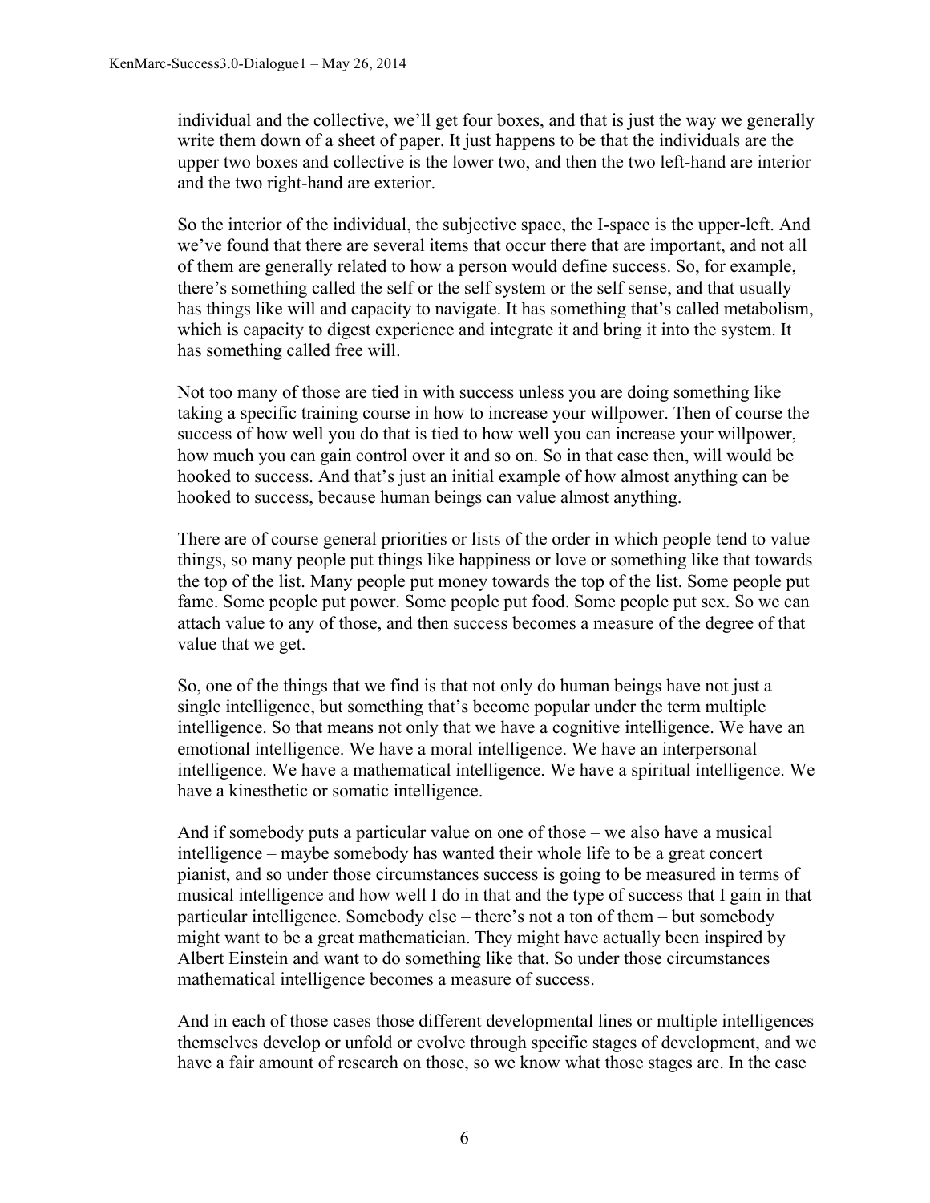individual and the collective, we'll get four boxes, and that is just the way we generally write them down of a sheet of paper. It just happens to be that the individuals are the upper two boxes and collective is the lower two, and then the two left-hand are interior and the two right-hand are exterior.

So the interior of the individual, the subjective space, the I-space is the upper-left. And we've found that there are several items that occur there that are important, and not all of them are generally related to how a person would define success. So, for example, there's something called the self or the self system or the self sense, and that usually has things like will and capacity to navigate. It has something that's called metabolism, which is capacity to digest experience and integrate it and bring it into the system. It has something called free will.

Not too many of those are tied in with success unless you are doing something like taking a specific training course in how to increase your willpower. Then of course the success of how well you do that is tied to how well you can increase your willpower, how much you can gain control over it and so on. So in that case then, will would be hooked to success. And that's just an initial example of how almost anything can be hooked to success, because human beings can value almost anything.

There are of course general priorities or lists of the order in which people tend to value things, so many people put things like happiness or love or something like that towards the top of the list. Many people put money towards the top of the list. Some people put fame. Some people put power. Some people put food. Some people put sex. So we can attach value to any of those, and then success becomes a measure of the degree of that value that we get.

So, one of the things that we find is that not only do human beings have not just a single intelligence, but something that's become popular under the term multiple intelligence. So that means not only that we have a cognitive intelligence. We have an emotional intelligence. We have a moral intelligence. We have an interpersonal intelligence. We have a mathematical intelligence. We have a spiritual intelligence. We have a kinesthetic or somatic intelligence.

And if somebody puts a particular value on one of those – we also have a musical intelligence – maybe somebody has wanted their whole life to be a great concert pianist, and so under those circumstances success is going to be measured in terms of musical intelligence and how well I do in that and the type of success that I gain in that particular intelligence. Somebody else – there's not a ton of them – but somebody might want to be a great mathematician. They might have actually been inspired by Albert Einstein and want to do something like that. So under those circumstances mathematical intelligence becomes a measure of success.

And in each of those cases those different developmental lines or multiple intelligences themselves develop or unfold or evolve through specific stages of development, and we have a fair amount of research on those, so we know what those stages are. In the case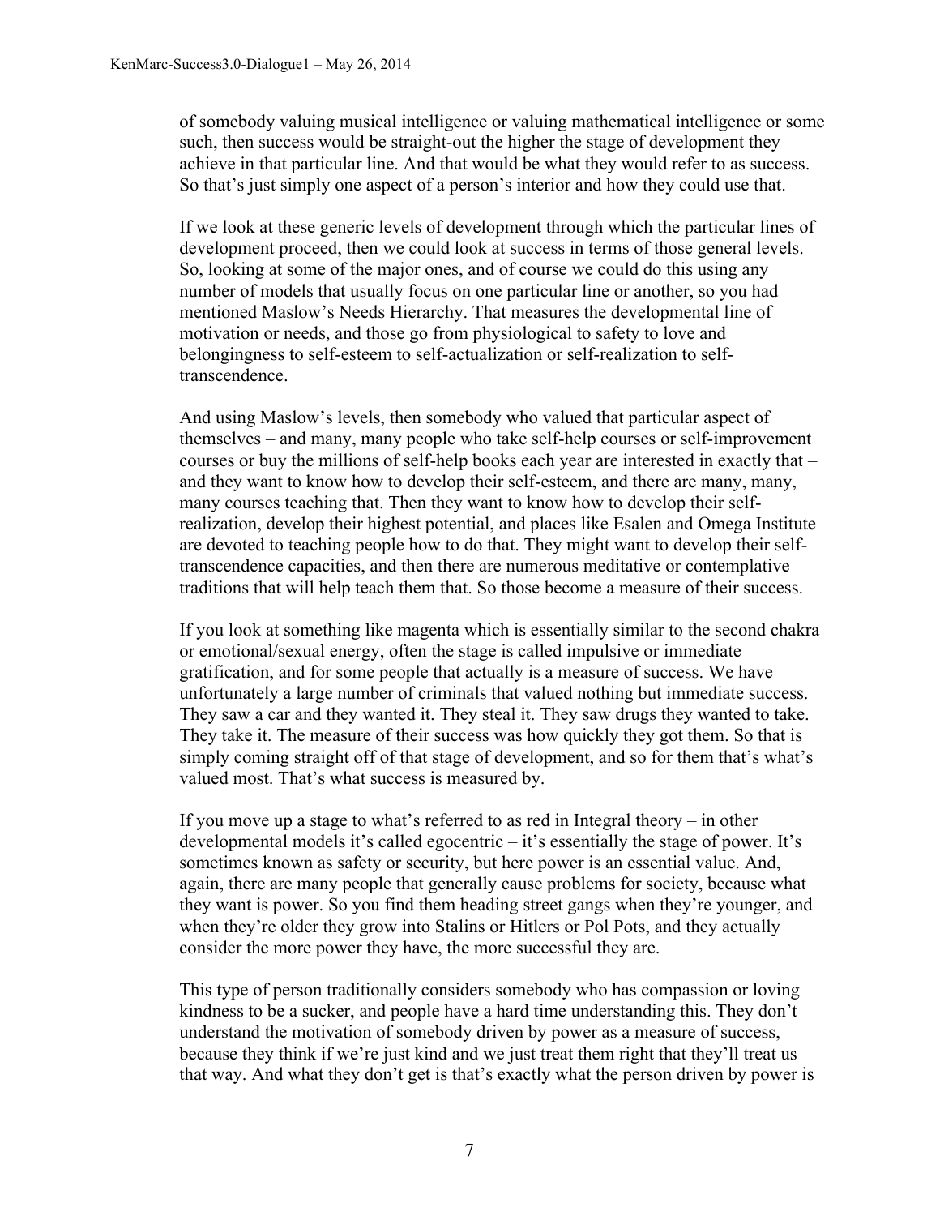of somebody valuing musical intelligence or valuing mathematical intelligence or some such, then success would be straight-out the higher the stage of development they achieve in that particular line. And that would be what they would refer to as success. So that's just simply one aspect of a person's interior and how they could use that.

If we look at these generic levels of development through which the particular lines of development proceed, then we could look at success in terms of those general levels. So, looking at some of the major ones, and of course we could do this using any number of models that usually focus on one particular line or another, so you had mentioned Maslow's Needs Hierarchy. That measures the developmental line of motivation or needs, and those go from physiological to safety to love and belongingness to self-esteem to self-actualization or self-realization to self-transcendence.

And using Maslow's levels, then somebody who valued that particular aspect of themselves – and many, many people who take self-help courses or self-improvement courses or buy the millions of self-help books each year are interested in exactly that – and they want to know how to develop their self-esteem, and there are many, many, many courses teaching that. Then they want to know how to develop their self-realization, develop their highest potential, and places like Esalen and Omega Institute are devoted to teaching people how to do that. They might want to develop their self-transcendence capacities, and then there are numerous meditative or contemplative traditions that will help teach them that. So those become a measure of their success.

If you look at something like magenta which is essentially similar to the second chakra or emotional/sexual energy, often the stage is called impulsive or immediate gratification, and for some people that actually is a measure of success. We have unfortunately a large number of criminals that valued nothing but immediate success. They saw a car and they wanted it. They steal it. They saw drugs they wanted to take. They take it. The measure of their success was how quickly they got them. So that is simply coming straight off of that stage of development, and so for them that's what's valued most. That's what success is measured by.

If you move up a stage to what's referred to as red in Integral theory – in other developmental models it's called egocentric – it's essentially the stage of power. It's sometimes known as safety or security, but here power is an essential value. And, again, there are many people that generally cause problems for society, because what they want is power. So you find them heading street gangs when they're younger, and when they're older they grow into Stalins or Hitlers or Pol Pots, and they actually consider the more power they have, the more successful they are.

This type of person traditionally considers somebody who has compassion or loving kindness to be a sucker, and people have a hard time understanding this. They don't understand the motivation of somebody driven by power as a measure of success, because they think if we're just kind and we just treat them right that they'll treat us that way. And what they don't get is that's exactly what the person driven by power is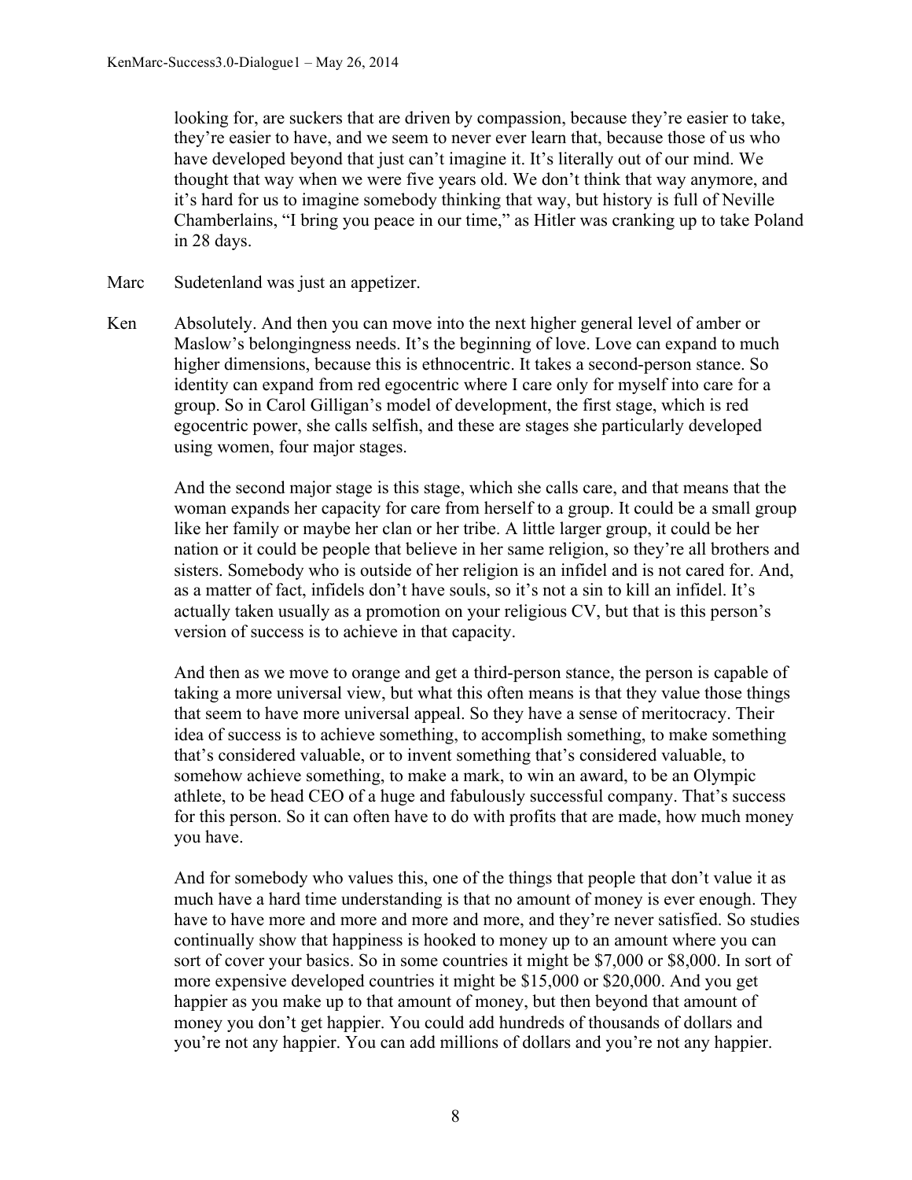looking for, are suckers that are driven by compassion, because they're easier to take, they're easier to have, and we seem to never ever learn that, because those of us who have developed beyond that just can't imagine it. It's literally out of our mind. We thought that way when we were five years old. We don't think that way anymore, and it's hard for us to imagine somebody thinking that way, but history is full of Neville Chamberlains, "I bring you peace in our time," as Hitler was cranking up to take Poland in 28 days.

Marc Sudetenland was just an appetizer.

Ken Absolutely. And then you can move into the next higher general level of amber or Maslow's belongingness needs. It's the beginning of love. Love can expand to much higher dimensions, because this is ethnocentric. It takes a second-person stance. So identity can expand from red egocentric where I care only for myself into care for a group. So in Carol Gilligan's model of development, the first stage, which is red egocentric power, she calls selfish, and these are stages she particularly developed using women, four major stages.

And the second major stage is this stage, which she calls care, and that means that the woman expands her capacity for care from herself to a group. It could be a small group like her family or maybe her clan or her tribe. A little larger group, it could be her nation or it could be people that believe in her same religion, so they're all brothers and sisters. Somebody who is outside of her religion is an infidel and is not cared for. And, as a matter of fact, infidels don't have souls, so it's not a sin to kill an infidel. It's actually taken usually as a promotion on your religious CV, but that is this person's version of success is to achieve in that capacity.

And then as we move to orange and get a third-person stance, the person is capable of taking a more universal view, but what this often means is that they value those things that seem to have more universal appeal. So they have a sense of meritocracy. Their idea of success is to achieve something, to accomplish something, to make something that's considered valuable, or to invent something that's considered valuable, to somehow achieve something, to make a mark, to win an award, to be an Olympic athlete, to be head CEO of a huge and fabulously successful company. That's success for this person. So it can often have to do with profits that are made, how much money you have.

And for somebody who values this, one of the things that people that don't value it as much have a hard time understanding is that no amount of money is ever enough. They have to have more and more and more and more, and they're never satisfied. So studies continually show that happiness is hooked to money up to an amount where you can sort of cover your basics. So in some countries it might be $7,000 or $8,000. In sort of more expensive developed countries it might be $15,000 or $20,000. And you get happier as you make up to that amount of money, but then beyond that amount of money you don't get happier. You could add hundreds of thousands of dollars and you're not any happier. You can add millions of dollars and you're not any happier.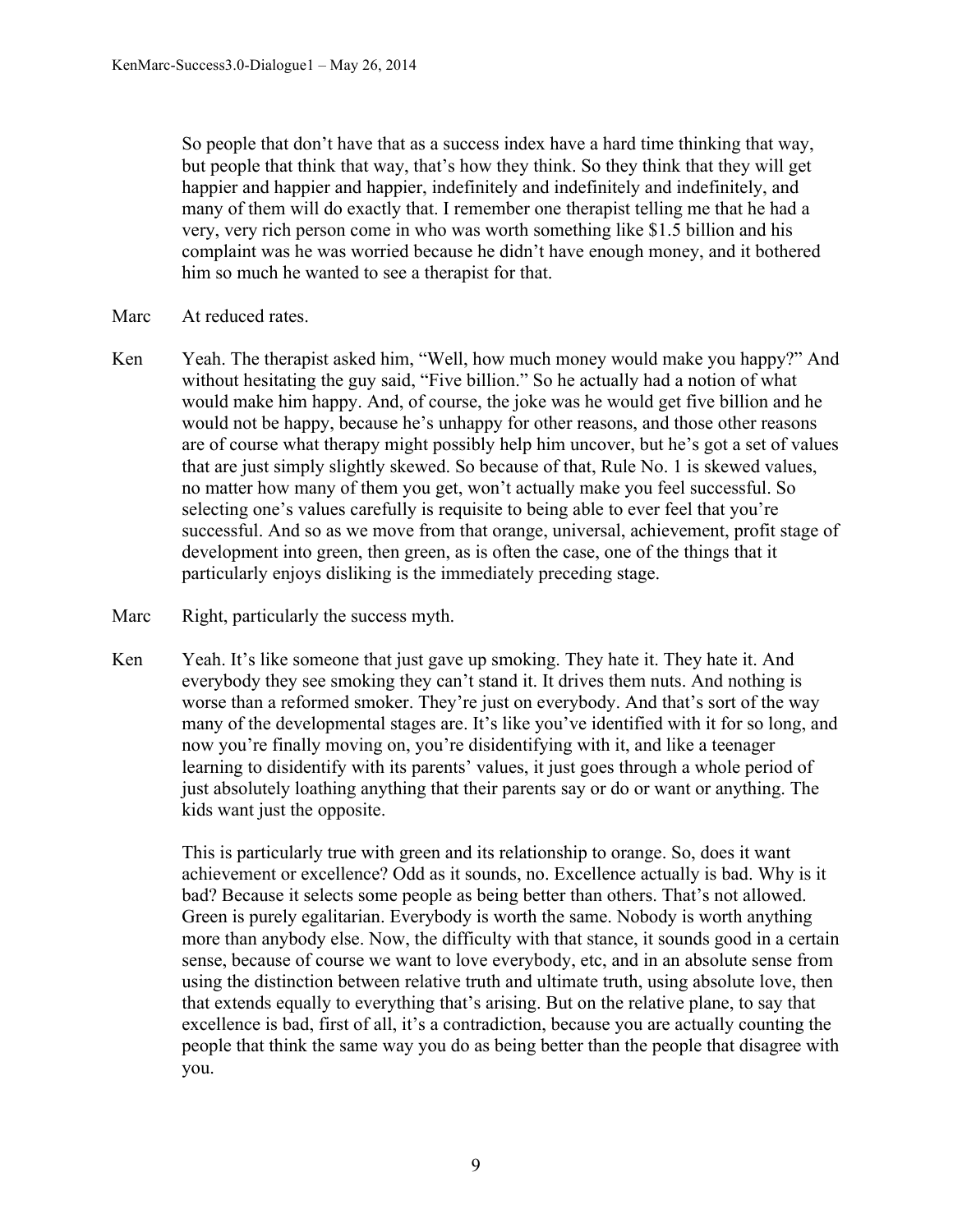So people that don't have that as a success index have a hard time thinking that way, but people that think that way, that's how they think. So they think that they will get happier and happier and happier, indefinitely and indefinitely and indefinitely, and many of them will do exactly that. I remember one therapist telling me that he had a very, very rich person come in who was worth something like $1.5 billion and his complaint was he was worried because he didn't have enough money, and it bothered him so much he wanted to see a therapist for that.

Marc At reduced rates.

Ken Yeah. The therapist asked him, "Well, how much money would make you happy?" And without hesitating the guy said, "Five billion." So he actually had a notion of what would make him happy. And, of course, the joke was he would get five billion and he would not be happy, because he's unhappy for other reasons, and those other reasons are of course what therapy might possibly help him uncover, but he's got a set of values that are just simply slightly skewed. So because of that, Rule No. 1 is skewed values, no matter how many of them you get, won't actually make you feel successful. So selecting one's values carefully is requisite to being able to ever feel that you're successful. And so as we move from that orange, universal, achievement, profit stage of development into green, then green, as is often the case, one of the things that it particularly enjoys disliking is the immediately preceding stage.

Marc Right, particularly the success myth.

Ken Yeah. It's like someone that just gave up smoking. They hate it. They hate it. And everybody they see smoking they can't stand it. It drives them nuts. And nothing is worse than a reformed smoker. They're just on everybody. And that's sort of the way many of the developmental stages are. It's like you've identified with it for so long, and now you're finally moving on, you're disidentifying with it, and like a teenager learning to disidentify with its parents' values, it just goes through a whole period of just absolutely loathing anything that their parents say or do or want or anything. The kids want just the opposite.

This is particularly true with green and its relationship to orange. So, does it want achievement or excellence? Odd as it sounds, no. Excellence actually is bad. Why is it bad? Because it selects some people as being better than others. That's not allowed. Green is purely egalitarian. Everybody is worth the same. Nobody is worth anything more than anybody else. Now, the difficulty with that stance, it sounds good in a certain sense, because of course we want to love everybody, etc, and in an absolute sense from using the distinction between relative truth and ultimate truth, using absolute love, then that extends equally to everything that's arising. But on the relative plane, to say that excellence is bad, first of all, it's a contradiction, because you are actually counting the people that think the same way you do as being better than the people that disagree with you.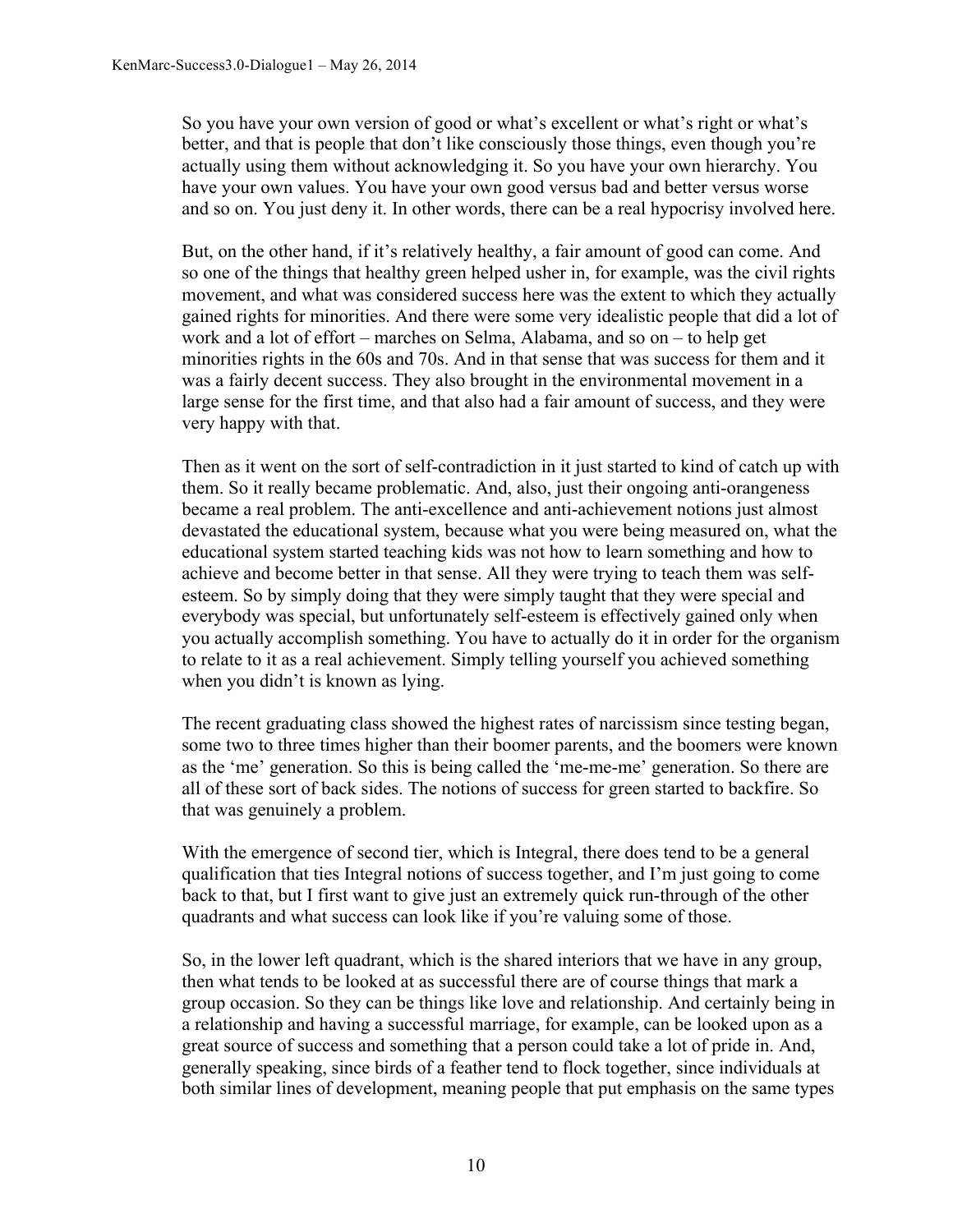So you have your own version of good or what's excellent or what's right or what's better, and that is people that don't like consciously those things, even though you're actually using them without acknowledging it. So you have your own hierarchy. You have your own values. You have your own good versus bad and better versus worse and so on. You just deny it. In other words, there can be a real hypocrisy involved here.

But, on the other hand, if it's relatively healthy, a fair amount of good can come. And so one of the things that healthy green helped usher in, for example, was the civil rights movement, and what was considered success here was the extent to which they actually gained rights for minorities. And there were some very idealistic people that did a lot of work and a lot of effort – marches on Selma, Alabama, and so on – to help get minorities rights in the 60s and 70s. And in that sense that was success for them and it was a fairly decent success. They also brought in the environmental movement in a large sense for the first time, and that also had a fair amount of success, and they were very happy with that.

Then as it went on the sort of self-contradiction in it just started to kind of catch up with them. So it really became problematic. And, also, just their ongoing anti-orangeness became a real problem. The anti-excellence and anti-achievement notions just almost devastated the educational system, because what you were being measured on, what the educational system started teaching kids was not how to learn something and how to achieve and become better in that sense. All they were trying to teach them was self-esteem. So by simply doing that they were simply taught that they were special and everybody was special, but unfortunately self-esteem is effectively gained only when you actually accomplish something. You have to actually do it in order for the organism to relate to it as a real achievement. Simply telling yourself you achieved something when you didn't is known as lying.

The recent graduating class showed the highest rates of narcissism since testing began, some two to three times higher than their boomer parents, and the boomers were known as the 'me' generation. So this is being called the 'me-me-me' generation. So there are all of these sort of back sides. The notions of success for green started to backfire. So that was genuinely a problem.

With the emergence of second tier, which is Integral, there does tend to be a general qualification that ties Integral notions of success together, and I'm just going to come back to that, but I first want to give just an extremely quick run-through of the other quadrants and what success can look like if you're valuing some of those.

So, in the lower left quadrant, which is the shared interiors that we have in any group, then what tends to be looked at as successful there are of course things that mark a group occasion. So they can be things like love and relationship. And certainly being in a relationship and having a successful marriage, for example, can be looked upon as a great source of success and something that a person could take a lot of pride in. And, generally speaking, since birds of a feather tend to flock together, since individuals at both similar lines of development, meaning people that put emphasis on the same types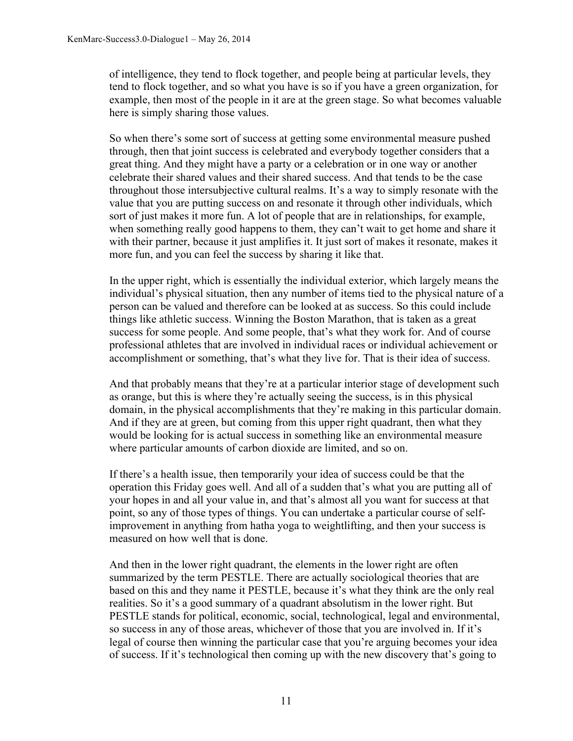of intelligence, they tend to flock together, and people being at particular levels, they tend to flock together, and so what you have is so if you have a green organization, for example, then most of the people in it are at the green stage. So what becomes valuable here is simply sharing those values.

So when there's some sort of success at getting some environmental measure pushed through, then that joint success is celebrated and everybody together considers that a great thing. And they might have a party or a celebration or in one way or another celebrate their shared values and their shared success. And that tends to be the case throughout those intersubjective cultural realms. It's a way to simply resonate with the value that you are putting success on and resonate it through other individuals, which sort of just makes it more fun. A lot of people that are in relationships, for example, when something really good happens to them, they can't wait to get home and share it with their partner, because it just amplifies it. It just sort of makes it resonate, makes it more fun, and you can feel the success by sharing it like that.

In the upper right, which is essentially the individual exterior, which largely means the individual's physical situation, then any number of items tied to the physical nature of a person can be valued and therefore can be looked at as success. So this could include things like athletic success. Winning the Boston Marathon, that is taken as a great success for some people. And some people, that's what they work for. And of course professional athletes that are involved in individual races or individual achievement or accomplishment or something, that's what they live for. That is their idea of success.

And that probably means that they're at a particular interior stage of development such as orange, but this is where they're actually seeing the success, is in this physical domain, in the physical accomplishments that they're making in this particular domain. And if they are at green, but coming from this upper right quadrant, then what they would be looking for is actual success in something like an environmental measure where particular amounts of carbon dioxide are limited, and so on.

If there's a health issue, then temporarily your idea of success could be that the operation this Friday goes well. And all of a sudden that's what you are putting all of your hopes in and all your value in, and that's almost all you want for success at that point, so any of those types of things. You can undertake a particular course of self-improvement in anything from hatha yoga to weightlifting, and then your success is measured on how well that is done.

And then in the lower right quadrant, the elements in the lower right are often summarized by the term PESTLE. There are actually sociological theories that are based on this and they name it PESTLE, because it's what they think are the only real realities. So it's a good summary of a quadrant absolutism in the lower right. But PESTLE stands for political, economic, social, technological, legal and environmental, so success in any of those areas, whichever of those that you are involved in. If it's legal of course then winning the particular case that you're arguing becomes your idea of success. If it's technological then coming up with the new discovery that's going to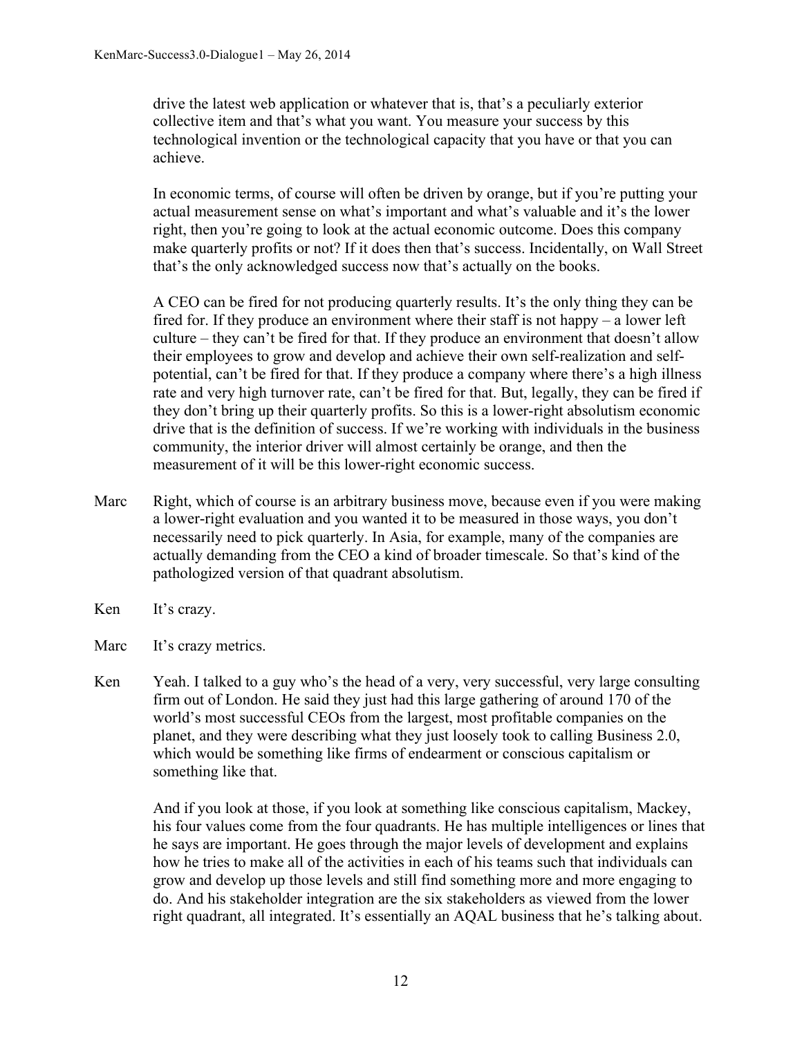drive the latest web application or whatever that is, that's a peculiarly exterior collective item and that's what you want. You measure your success by this technological invention or the technological capacity that you have or that you can achieve.

In economic terms, of course will often be driven by orange, but if you're putting your actual measurement sense on what's important and what's valuable and it's the lower right, then you're going to look at the actual economic outcome. Does this company make quarterly profits or not? If it does then that's success. Incidentally, on Wall Street that's the only acknowledged success now that's actually on the books.

A CEO can be fired for not producing quarterly results. It's the only thing they can be fired for. If they produce an environment where their staff is not happy – a lower left culture – they can't be fired for that. If they produce an environment that doesn't allow their employees to grow and develop and achieve their own self-realization and self-potential, can't be fired for that. If they produce a company where there's a high illness rate and very high turnover rate, can't be fired for that. But, legally, they can be fired if they don't bring up their quarterly profits. So this is a lower-right absolutism economic drive that is the definition of success. If we're working with individuals in the business community, the interior driver will almost certainly be orange, and then the measurement of it will be this lower-right economic success.

**Marc** Right, which of course is an arbitrary business move, because even if you were making a lower-right evaluation and you wanted it to be measured in those ways, you don't necessarily need to pick quarterly. In Asia, for example, many of the companies are actually demanding from the CEO a kind of broader timescale. So that's kind of the pathologized version of that quadrant absolutism.

**Ken** It's crazy.

**Marc** It's crazy metrics.

**Ken** Yeah. I talked to a guy who's the head of a very, very successful, very large consulting firm out of London. He said they just had this large gathering of around 170 of the world's most successful CEOs from the largest, most profitable companies on the planet, and they were describing what they just loosely took to calling Business 2.0, which would be something like firms of endearment or conscious capitalism or something like that.

And if you look at those, if you look at something like conscious capitalism, Mackey, his four values come from the four quadrants. He has multiple intelligences or lines that he says are important. He goes through the major levels of development and explains how he tries to make all of the activities in each of his teams such that individuals can grow and develop up those levels and still find something more and more engaging to do. And his stakeholder integration are the six stakeholders as viewed from the lower right quadrant, all integrated. It's essentially an AQAL business that he's talking about.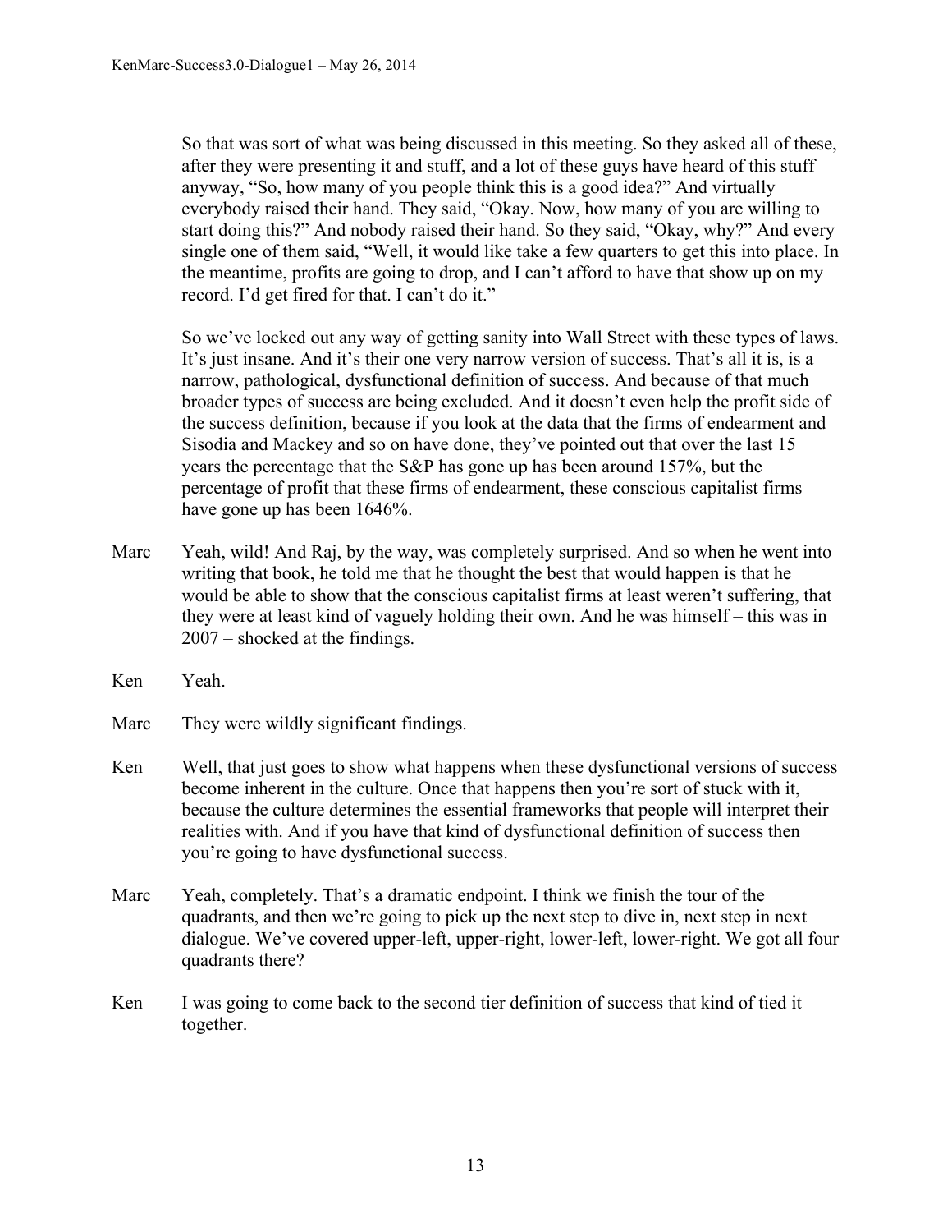So that was sort of what was being discussed in this meeting. So they asked all of these, after they were presenting it and stuff, and a lot of these guys have heard of this stuff anyway, "So, how many of you people think this is a good idea?" And virtually everybody raised their hand. They said, "Okay. Now, how many of you are willing to start doing this?" And nobody raised their hand. So they said, "Okay, why?" And every single one of them said, "Well, it would like take a few quarters to get this into place. In the meantime, profits are going to drop, and I can't afford to have that show up on my record. I'd get fired for that. I can't do it."

So we've locked out any way of getting sanity into Wall Street with these types of laws. It's just insane. And it's their one very narrow version of success. That's all it is, is a narrow, pathological, dysfunctional definition of success. And because of that much broader types of success are being excluded. And it doesn't even help the profit side of the success definition, because if you look at the data that the firms of endearment and Sisodia and Mackey and so on have done, they've pointed out that over the last 15 years the percentage that the S&P has gone up has been around 157%, but the percentage of profit that these firms of endearment, these conscious capitalist firms have gone up has been 1646%.

**Marc** Yeah, wild! And Raj, by the way, was completely surprised. And so when he went into writing that book, he told me that he thought the best that would happen is that he would be able to show that the conscious capitalist firms at least weren't suffering, that they were at least kind of vaguely holding their own. And he was himself – this was in 2007 – shocked at the findings.

**Ken** Yeah.

**Marc** They were wildly significant findings.

**Ken** Well, that just goes to show what happens when these dysfunctional versions of success become inherent in the culture. Once that happens then you're sort of stuck with it, because the culture determines the essential frameworks that people will interpret their realities with. And if you have that kind of dysfunctional definition of success then you're going to have dysfunctional success.

**Marc** Yeah, completely. That's a dramatic endpoint. I think we finish the tour of the quadrants, and then we're going to pick up the next step to dive in, next step in next dialogue. We've covered upper-left, upper-right, lower-left, lower-right. We got all four quadrants there?

**Ken** I was going to come back to the second tier definition of success that kind of tied it together.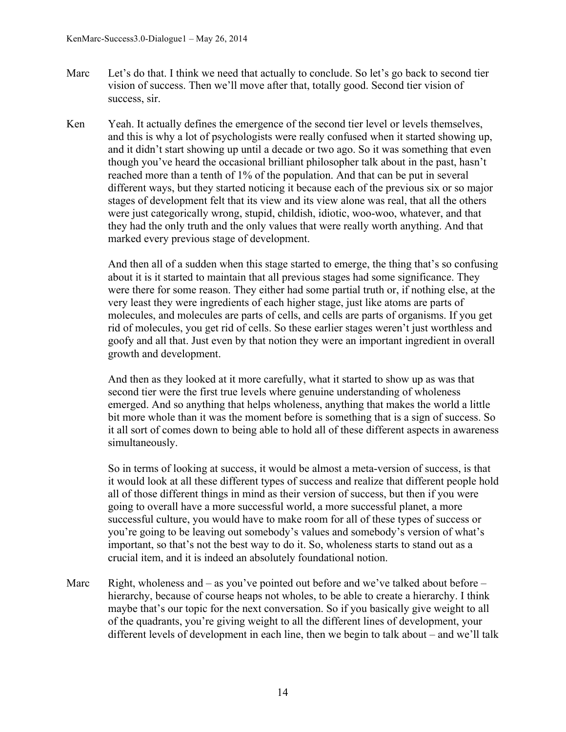Marc Let's do that. I think we need that actually to conclude. So let's go back to second tier vision of success. Then we'll move after that, totally good. Second tier vision of success, sir.

Ken Yeah. It actually defines the emergence of the second tier level or levels themselves, and this is why a lot of psychologists were really confused when it started showing up, and it didn't start showing up until a decade or two ago. So it was something that even though you've heard the occasional brilliant philosopher talk about in the past, hasn't reached more than a tenth of 1% of the population. And that can be put in several different ways, but they started noticing it because each of the previous six or so major stages of development felt that its view and its view alone was real, that all the others were just categorically wrong, stupid, childish, idiotic, woo-woo, whatever, and that they had the only truth and the only values that were really worth anything. And that marked every previous stage of development.

And then all of a sudden when this stage started to emerge, the thing that's so confusing about it is it started to maintain that all previous stages had some significance. They were there for some reason. They either had some partial truth or, if nothing else, at the very least they were ingredients of each higher stage, just like atoms are parts of molecules, and molecules are parts of cells, and cells are parts of organisms. If you get rid of molecules, you get rid of cells. So these earlier stages weren't just worthless and goofy and all that. Just even by that notion they were an important ingredient in overall growth and development.

And then as they looked at it more carefully, what it started to show up as was that second tier were the first true levels where genuine understanding of wholeness emerged. And so anything that helps wholeness, anything that makes the world a little bit more whole than it was the moment before is something that is a sign of success. So it all sort of comes down to being able to hold all of these different aspects in awareness simultaneously.

So in terms of looking at success, it would be almost a meta-version of success, is that it would look at all these different types of success and realize that different people hold all of those different things in mind as their version of success, but then if you were going to overall have a more successful world, a more successful planet, a more successful culture, you would have to make room for all of these types of success or you're going to be leaving out somebody's values and somebody's version of what's important, so that's not the best way to do it. So, wholeness starts to stand out as a crucial item, and it is indeed an absolutely foundational notion.

Marc Right, wholeness and – as you've pointed out before and we've talked about before – hierarchy, because of course heaps not wholes, to be able to create a hierarchy. I think maybe that's our topic for the next conversation. So if you basically give weight to all of the quadrants, you're giving weight to all the different lines of development, your different levels of development in each line, then we begin to talk about – and we'll talk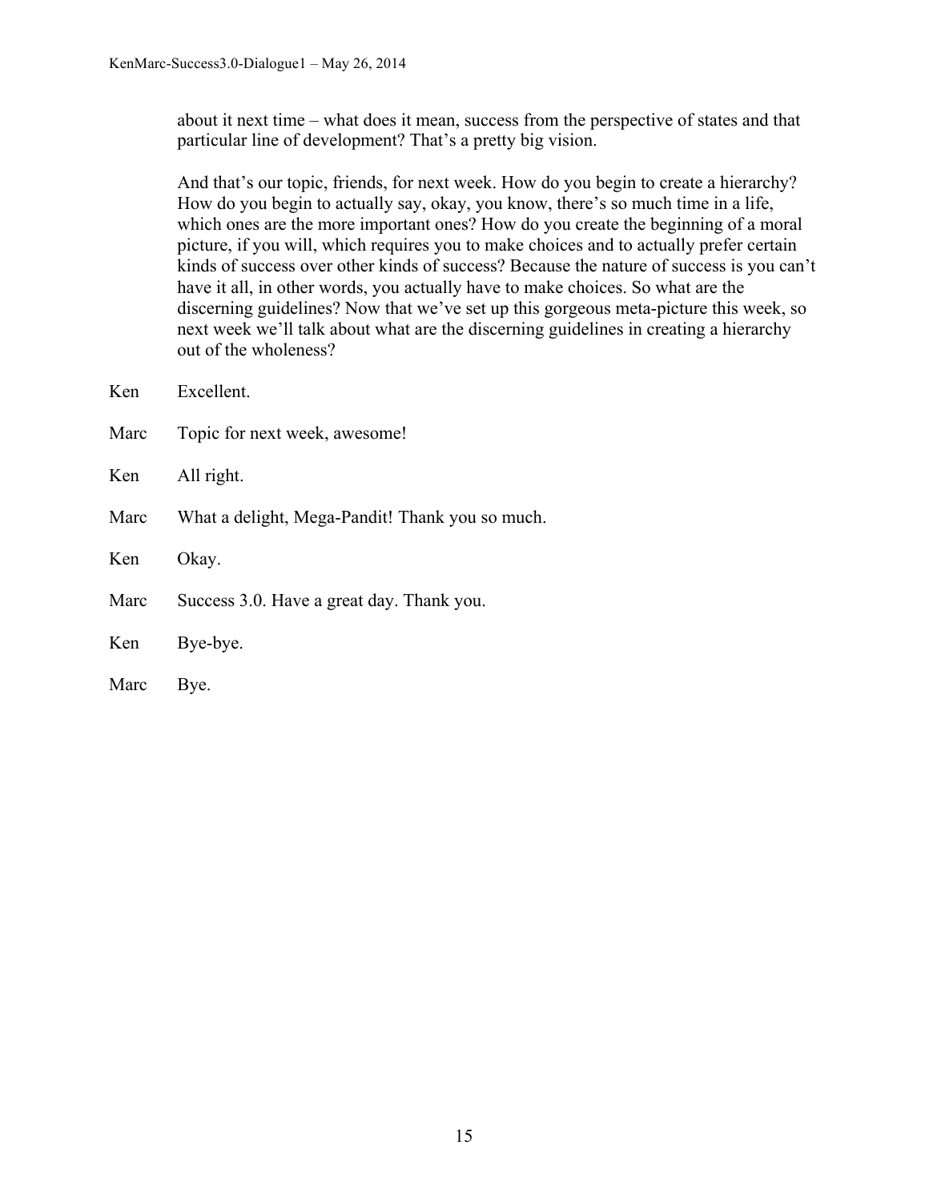about it next time – what does it mean, success from the perspective of states and that particular line of development? That's a pretty big vision.

And that's our topic, friends, for next week. How do you begin to create a hierarchy? How do you begin to actually say, okay, you know, there's so much time in a life, which ones are the more important ones? How do you create the beginning of a moral picture, if you will, which requires you to make choices and to actually prefer certain kinds of success over other kinds of success? Because the nature of success is you can't have it all, in other words, you actually have to make choices. So what are the discerning guidelines? Now that we've set up this gorgeous meta-picture this week, so next week we'll talk about what are the discerning guidelines in creating a hierarchy out of the wholeness?

Ken Excellent.

Marc Topic for next week, awesome!

Ken All right.

Marc What a delight, Mega-Pandit! Thank you so much.

Ken Okay.

Marc Success 3.0. Have a great day. Thank you.

Ken Bye-bye.

Marc Bye.